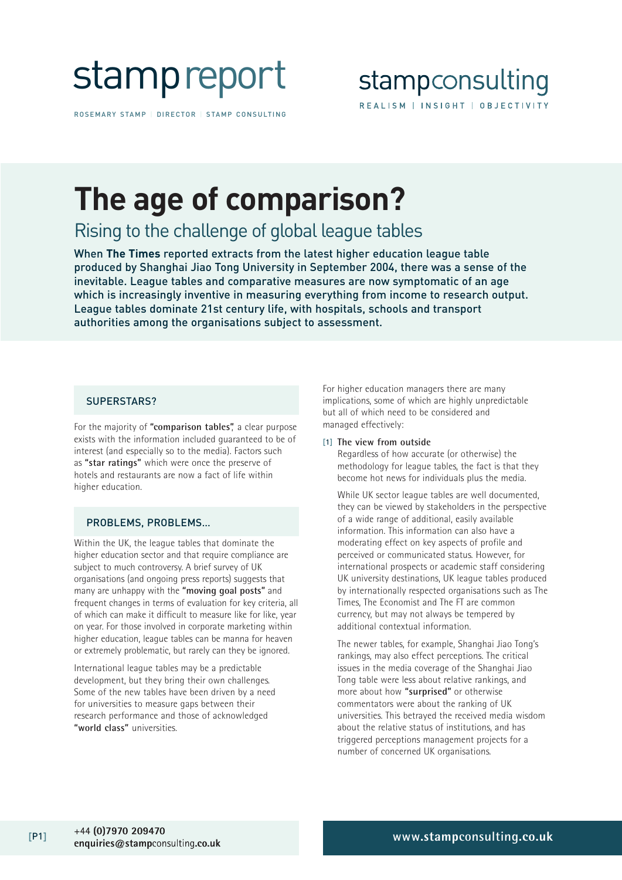stamp report

ROSEMARY STAMP | DIRECTOR | STAMP CONSULTING

stampconsulting

REALISM | INSIGHT | OBJECTIVITY

# The age of comparison?

## Rising to the challenge of global league tables

**When The Times reported extracts from the latest higher education league table produced by Shanghai Jiao Tong University in September 2004, there was a sense of the inevitable. League tables and comparative measures are now symptomatic of an age which is increasingly inventive in measuring everything from income to research output. League tables dominate 21st century life, with hospitals, schools and transport authorities among the organisations subject to assessment.**

### SUPERSTARS?

For the majority of **"comparison tables"**, a clear purpose exists with the information included guaranteed to be of interest (and especially so to the media). Factors such as **"star ratings"** which were once the preserve of hotels and restaurants are now a fact of life within higher education.

### PROBLEMS, PROBLEMS...

Within the UK, the league tables that dominate the higher education sector and that require compliance are subject to much controversy. A brief survey of UK organisations (and ongoing press reports) suggests that many are unhappy with the **"moving goal posts"** and frequent changes in terms of evaluation for key criteria, all of which can make it difficult to measure like for like, year on year. For those involved in corporate marketing within higher education, league tables can be manna for heaven or extremely problematic, but rarely can they be ignored.

International league tables may be a predictable development, but they bring their own challenges. Some of the new tables have been driven by a need for universities to measure gaps between their research performance and those of acknowledged **"world class"** universities.

For higher education managers there are many implications, some of which are highly unpredictable but all of which need to be considered and managed effectively:

**[1] The view from outside**

Regardless of how accurate (or otherwise) the methodology for league tables, the fact is that they become hot news for individuals plus the media.

While UK sector league tables are well documented, they can be viewed by stakeholders in the perspective of a wide range of additional, easily available information. This information can also have a moderating effect on key aspects of profile and perceived or communicated status. However, for international prospects or academic staff considering UK university destinations, UK league tables produced by internationally respected organisations such as The Times, The Economist and The FT are common currency, but may not always be tempered by additional contextual information.

The newer tables, for example, Shanghai Jiao Tong's rankings, may also effect perceptions. The critical issues in the media coverage of the Shanghai Jiao Tong table were less about relative rankings, and more about how **"surprised"** or otherwise commentators were about the ranking of UK universities. This betrayed the received media wisdom about the relative status of institutions, and has triggered perceptions management projects for a number of concerned UK organisations.

+44 (0)7970 209470
enquiries@stampconsulting.co.uk

www.stampconsulting.co.uk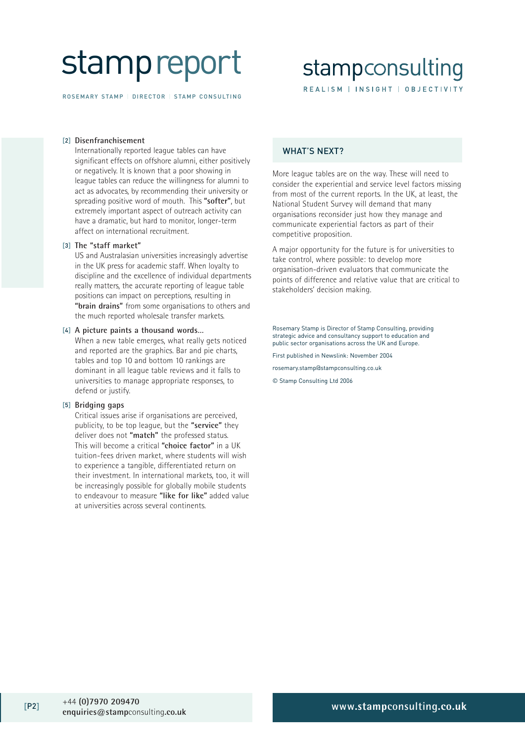**[2] Disenfranchisement**

Internationally reported league tables can have significant effects on offshore alumni, either positively or negatively. It is known that a poor showing in league tables can reduce the willingness for alumni to act as advocates, by recommending their university or spreading positive word of mouth. This **"softer"**, but extremely important aspect of outreach activity can have a dramatic, but hard to monitor, longer-term affect on international recruitment.

**[3] The "staff market"**

US and Australasian universities increasingly advertise in the UK press for academic staff. When loyalty to discipline and the excellence of individual departments really matters, the accurate reporting of league table positions can impact on perceptions, resulting in **"brain drains"** from some organisations to others and the much reported wholesale transfer markets.

**[4] A picture paints a thousand words...**

When a new table emerges, what really gets noticed and reported are the graphics. Bar and pie charts, tables and top 10 and bottom 10 rankings are dominant in all league table reviews and it falls to universities to manage appropriate responses, to defend or justify.

**[5] Bridging gaps**

Critical issues arise if organisations are perceived, publicity, to be top league, but the **"service"** they deliver does not **"match"** the professed status. This will become a critical **"choice factor"** in a UK tuition-fees driven market, where students will wish to experience a tangible, differentiated return on their investment. In international markets, too, it will be increasingly possible for globally mobile students to endeavour to measure **"like for like"** added value at universities across several continents.

## WHAT'S NEXT?

More league tables are on the way. These will need to consider the experiential and service level factors missing from most of the current reports. In the UK, at least, the National Student Survey will demand that many organisations reconsider just how they manage and communicate experiential factors as part of their competitive proposition.

A major opportunity for the future is for universities to take control, where possible: to develop more organisation-driven evaluators that communicate the points of difference and relative value that are critical to stakeholders' decision making.

Rosemary Stamp is Director of Stamp Consulting, providing strategic advice and consultancy support to education and public sector organisations across the UK and Europe.

First published in Newslink: November 2004

rosemary.stamp@stampconsulting.co.uk

© Stamp Consulting Ltd 2006

+44 (0)7970 209470
enquiries@stampconsulting.co.uk

www.stampconsulting.co.uk